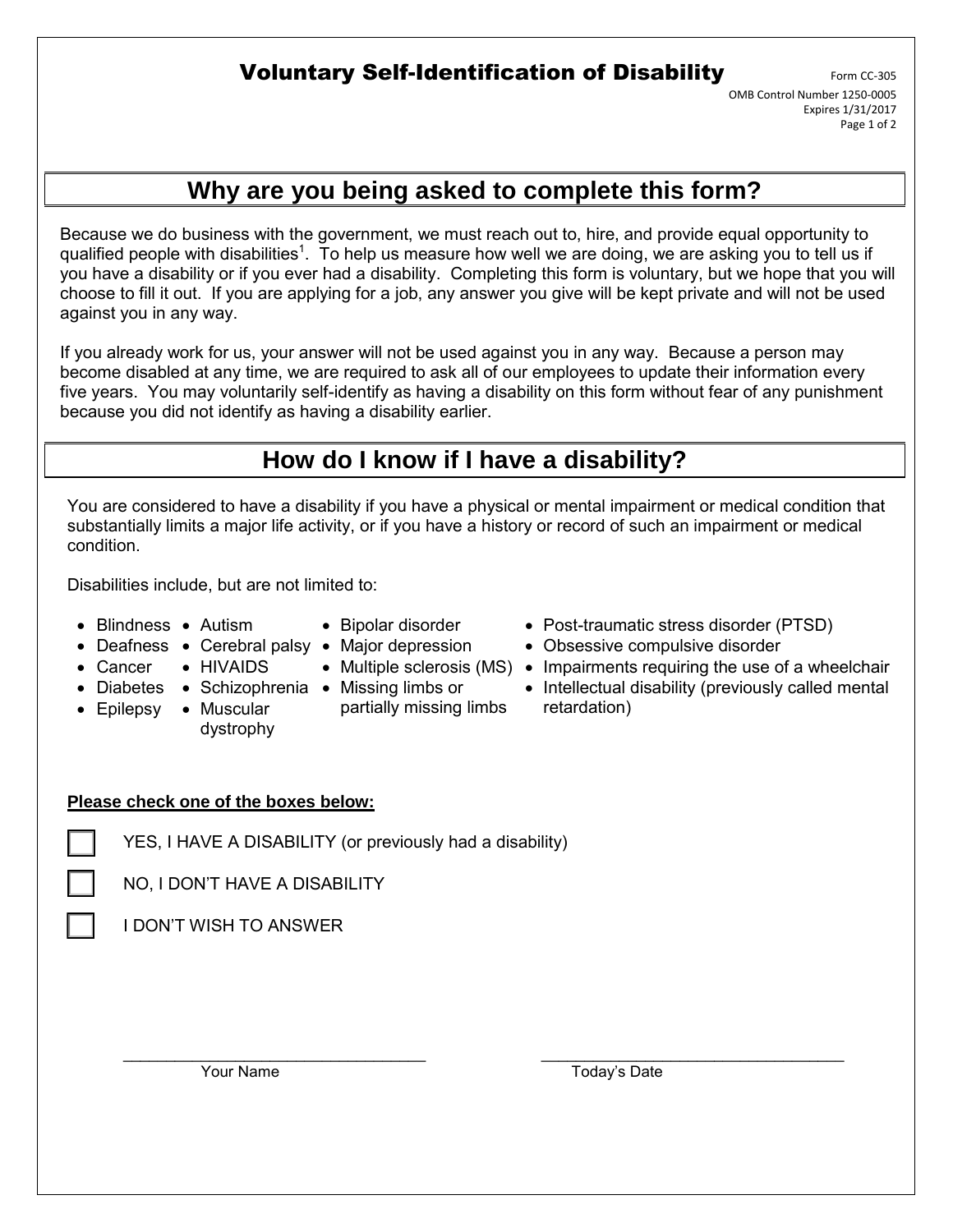# Voluntary Self-Identification of Disability

Form CC-305

OMB Control Number 1250-0005
Expires 1/31/2017

## Why are you being asked to complete this form?

Because we do business with the government, we must reach out to, hire, and provide equal opportunity to qualified people with disabilities[1]. To help us measure how well we are doing, we are asking you to tell us if you have a disability or if you ever had a disability. Completing this form is voluntary, but we hope that you will choose to fill it out. If you are applying for a job, any answer you give will be kept private and will not be used against you in any way.

If you already work for us, your answer will not be used against you in any way. Because a person may become disabled at any time, we are required to ask all of our employees to update their information every five years. You may voluntarily self-identify as having a disability on this form without fear of any punishment because you did not identify as having a disability earlier.

## How do I know if I have a disability?

You are considered to have a disability if you have a physical or mental impairment or medical condition that substantially limits a major life activity, or if you have a history or record of such an impairment or medical condition.

Disabilities include, but are not limited to:

- Blindness
- Deafness
- Cancer
- Diabetes
- Epilepsy
- Autism
- Cerebral palsy
- HIVAIDS
- Schizophrenia
- Muscular dystrophy
- Bipolar disorder
- Major depression
- Multiple sclerosis (MS)
- Missing limbs or partially missing limbs
- Post-traumatic stress disorder (PTSD)
- Obsessive compulsive disorder
- Impairments requiring the use of a wheelchair
- Intellectual disability (previously called mental retardation)

**Please check one of the boxes below:**

☐ YES, I HAVE A DISABILITY (or previously had a disability)

☐ NO, I DON'T HAVE A DISABILITY

☐ I DON'T WISH TO ANSWER

\_\_\_\_\_\_\_\_\_\_\_\_\_\_\_\_\_\_\_\_\_\_\_\_\_\_\_\_\_\_\_\_\_\_\_
Your Name

\_\_\_\_\_\_\_\_\_\_\_\_\_\_\_\_\_\_\_\_\_\_\_\_\_\_\_\_\_\_\_\_\_\_\_
Today's Date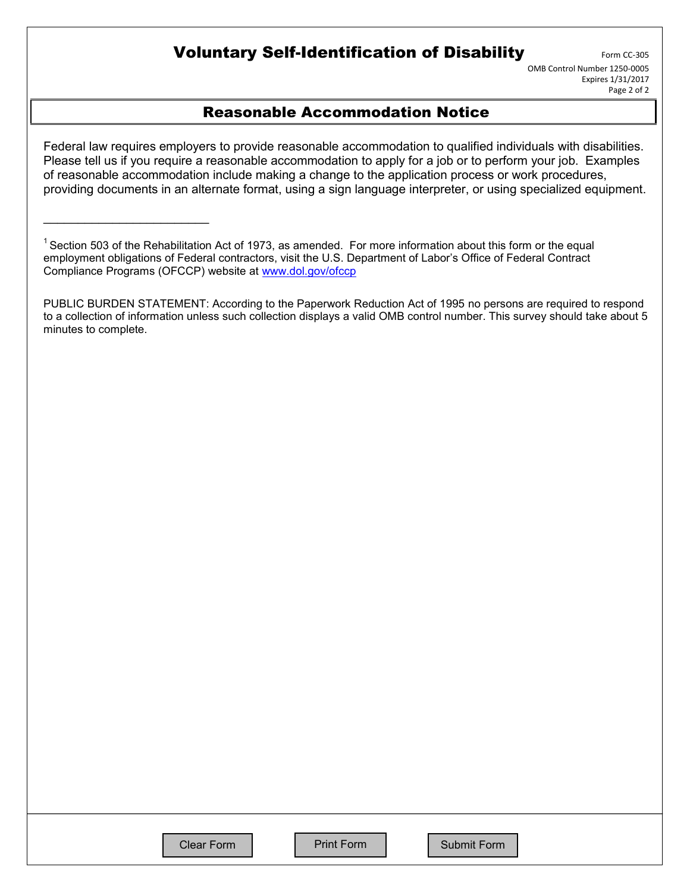# Voluntary Self-Identification of Disability

Form CC-305

OMB Control Number 1250-0005
Expires 1/31/2017

## Reasonable Accommodation Notice

Federal law requires employers to provide reasonable accommodation to qualified individuals with disabilities. Please tell us if you require a reasonable accommodation to apply for a job or to perform your job. Examples of reasonable accommodation include making a change to the application process or work procedures, providing documents in an alternate format, using a sign language interpreter, or using specialized equipment.

---

[1] Section 503 of the Rehabilitation Act of 1973, as amended. For more information about this form or the equal employment obligations of Federal contractors, visit the U.S. Department of Labor's Office of Federal Contract Compliance Programs (OFCCP) website at www.dol.gov/ofccp

PUBLIC BURDEN STATEMENT: According to the Paperwork Reduction Act of 1995 no persons are required to respond to a collection of information unless such collection displays a valid OMB control number. This survey should take about 5 minutes to complete.

Clear Form | Print Form | Submit Form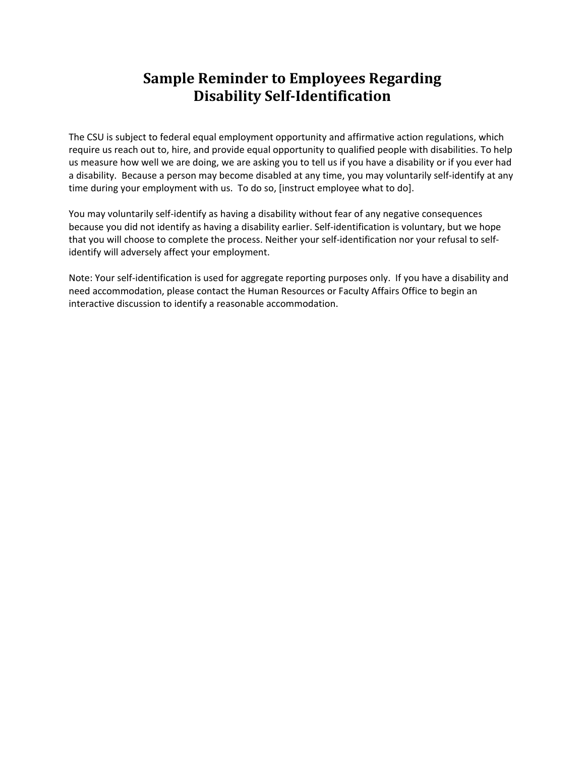# Sample Reminder to Employees Regarding Disability Self-Identification

The CSU is subject to federal equal employment opportunity and affirmative action regulations, which require us reach out to, hire, and provide equal opportunity to qualified people with disabilities. To help us measure how well we are doing, we are asking you to tell us if you have a disability or if you ever had a disability. Because a person may become disabled at any time, you may voluntarily self-identify at any time during your employment with us. To do so, [instruct employee what to do].

You may voluntarily self-identify as having a disability without fear of any negative consequences because you did not identify as having a disability earlier. Self-identification is voluntary, but we hope that you will choose to complete the process. Neither your self-identification nor your refusal to self-identify will adversely affect your employment.

Note: Your self-identification is used for aggregate reporting purposes only. If you have a disability and need accommodation, please contact the Human Resources or Faculty Affairs Office to begin an interactive discussion to identify a reasonable accommodation.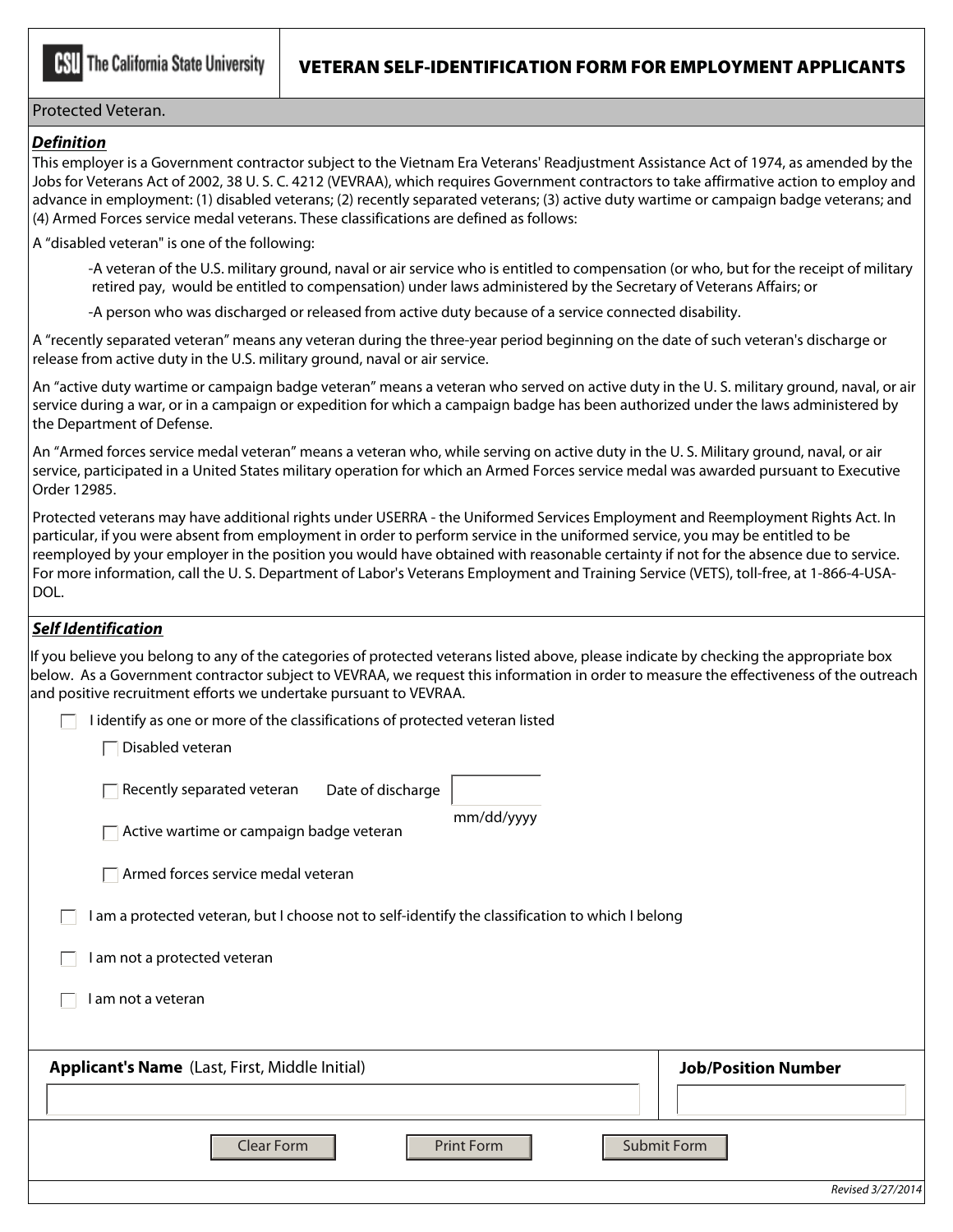**The California State University**

# VETERAN SELF-IDENTIFICATION FORM FOR EMPLOYMENT APPLICANTS

Protected Veteran.

***Definition***

This employer is a Government contractor subject to the Vietnam Era Veterans' Readjustment Assistance Act of 1974, as amended by the Jobs for Veterans Act of 2002, 38 U. S. C. 4212 (VEVRAA), which requires Government contractors to take affirmative action to employ and advance in employment: (1) disabled veterans; (2) recently separated veterans; (3) active duty wartime or campaign badge veterans; and (4) Armed Forces service medal veterans. These classifications are defined as follows:

A "disabled veteran" is one of the following:

- -A veteran of the U.S. military ground, naval or air service who is entitled to compensation (or who, but for the receipt of military retired pay, would be entitled to compensation) under laws administered by the Secretary of Veterans Affairs; or
- -A person who was discharged or released from active duty because of a service connected disability.

A "recently separated veteran" means any veteran during the three-year period beginning on the date of such veteran's discharge or release from active duty in the U.S. military ground, naval or air service.

An "active duty wartime or campaign badge veteran" means a veteran who served on active duty in the U. S. military ground, naval, or air service during a war, or in a campaign or expedition for which a campaign badge has been authorized under the laws administered by the Department of Defense.

An "Armed forces service medal veteran" means a veteran who, while serving on active duty in the U. S. Military ground, naval, or air service, participated in a United States military operation for which an Armed Forces service medal was awarded pursuant to Executive Order 12985.

Protected veterans may have additional rights under USERRA - the Uniformed Services Employment and Reemployment Rights Act. In particular, if you were absent from employment in order to perform service in the uniformed service, you may be entitled to be reemployed by your employer in the position you would have obtained with reasonable certainty if not for the absence due to service. For more information, call the U. S. Department of Labor's Veterans Employment and Training Service (VETS), toll-free, at 1-866-4-USA-DOL.

***Self Identification***

If you believe you belong to any of the categories of protected veterans listed above, please indicate by checking the appropriate box below. As a Government contractor subject to VEVRAA, we request this information in order to measure the effectiveness of the outreach and positive recruitment efforts we undertake pursuant to VEVRAA.

- ☐ I identify as one or more of the classifications of protected veteran listed
  - ☐ Disabled veteran
  - ☐ Recently separated veteran  Date of discharge ______ mm/dd/yyyy
  - ☐ Active wartime or campaign badge veteran
  - ☐ Armed forces service medal veteran
- ☐ I am a protected veteran, but I choose not to self-identify the classification to which I belong
- ☐ I am not a protected veteran
- ☐ I am not a veteran

| **Applicant's Name** (Last, First, Middle Initial) | **Job/Position Number** |
|---|---|
| | |

Clear Form | Print Form | Submit Form

*Revised 3/27/2014*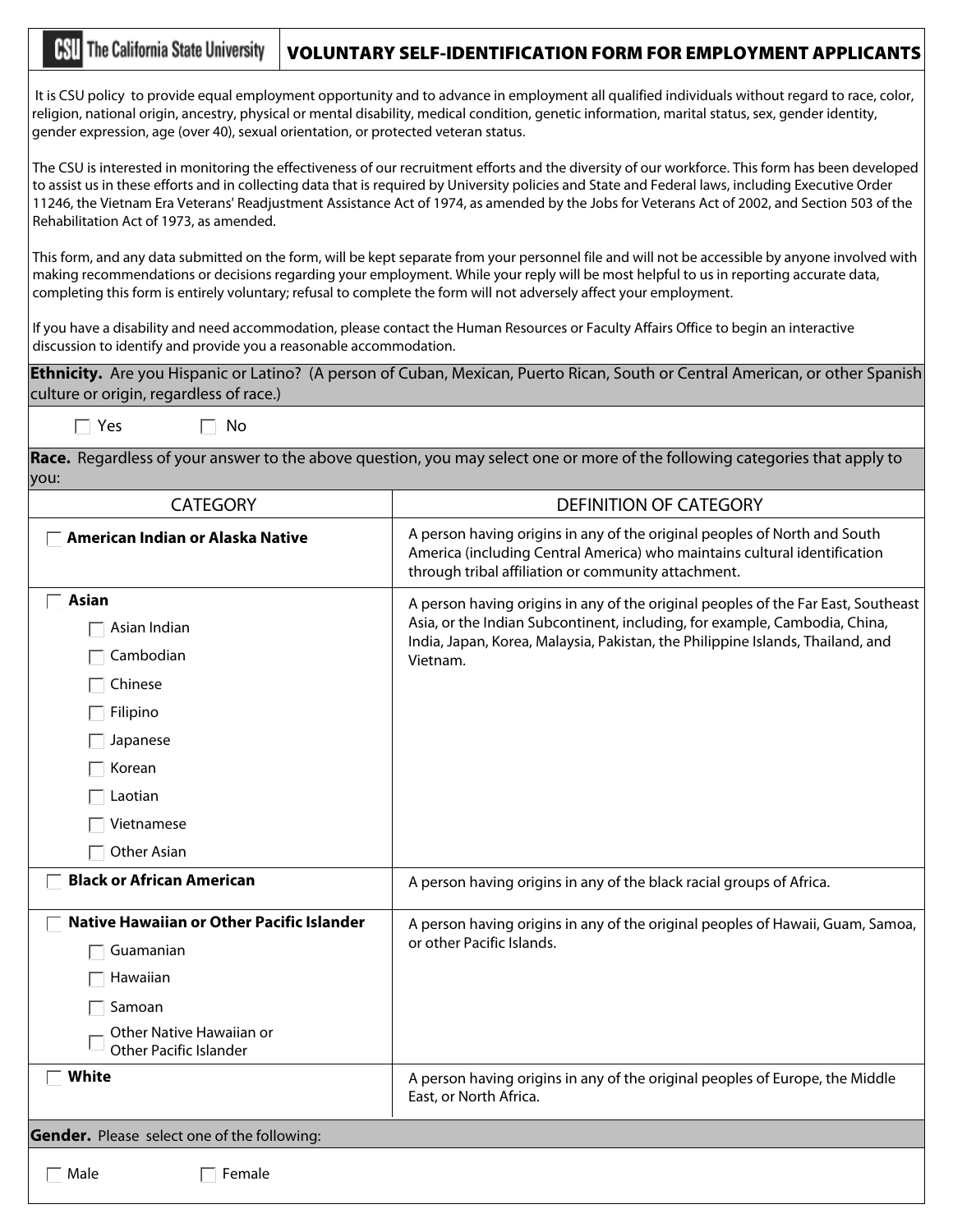**The California State University** | **VOLUNTARY SELF-IDENTIFICATION FORM FOR EMPLOYMENT APPLICANTS**

It is CSU policy to provide equal employment opportunity and to advance in employment all qualified individuals without regard to race, color, religion, national origin, ancestry, physical or mental disability, medical condition, genetic information, marital status, sex, gender identity, gender expression, age (over 40), sexual orientation, or protected veteran status.

The CSU is interested in monitoring the effectiveness of our recruitment efforts and the diversity of our workforce. This form has been developed to assist us in these efforts and in collecting data that is required by University policies and State and Federal laws, including Executive Order 11246, the Vietnam Era Veterans' Readjustment Assistance Act of 1974, as amended by the Jobs for Veterans Act of 2002, and Section 503 of the Rehabilitation Act of 1973, as amended.

This form, and any data submitted on the form, will be kept separate from your personnel file and will not be accessible by anyone involved with making recommendations or decisions regarding your employment. While your reply will be most helpful to us in reporting accurate data, completing this form is entirely voluntary; refusal to complete the form will not adversely affect your employment.

If you have a disability and need accommodation, please contact the Human Resources or Faculty Affairs Office to begin an interactive discussion to identify and provide you a reasonable accommodation.

**Ethnicity.** Are you Hispanic or Latino? (A person of Cuban, Mexican, Puerto Rican, South or Central American, or other Spanish culture or origin, regardless of race.)

☐ Yes ☐ No

**Race.** Regardless of your answer to the above question, you may select one or more of the following categories that apply to you:

| CATEGORY | DEFINITION OF CATEGORY |
|---|---|
| ☐ **American Indian or Alaska Native** | A person having origins in any of the original peoples of North and South America (including Central America) who maintains cultural identification through tribal affiliation or community attachment. |
| ☐ **Asian**<br>☐ Asian Indian<br>☐ Cambodian<br>☐ Chinese<br>☐ Filipino<br>☐ Japanese<br>☐ Korean<br>☐ Laotian<br>☐ Vietnamese<br>☐ Other Asian | A person having origins in any of the original peoples of the Far East, Southeast Asia, or the Indian Subcontinent, including, for example, Cambodia, China, India, Japan, Korea, Malaysia, Pakistan, the Philippine Islands, Thailand, and Vietnam. |
| ☐ **Black or African American** | A person having origins in any of the black racial groups of Africa. |
| ☐ **Native Hawaiian or Other Pacific Islander**<br>☐ Guamanian<br>☐ Hawaiian<br>☐ Samoan<br>☐ Other Native Hawaiian or Other Pacific Islander | A person having origins in any of the original peoples of Hawaii, Guam, Samoa, or other Pacific Islands. |
| ☐ **White** | A person having origins in any of the original peoples of Europe, the Middle East, or North Africa. |

**Gender.** Please select one of the following:

☐ Male ☐ Female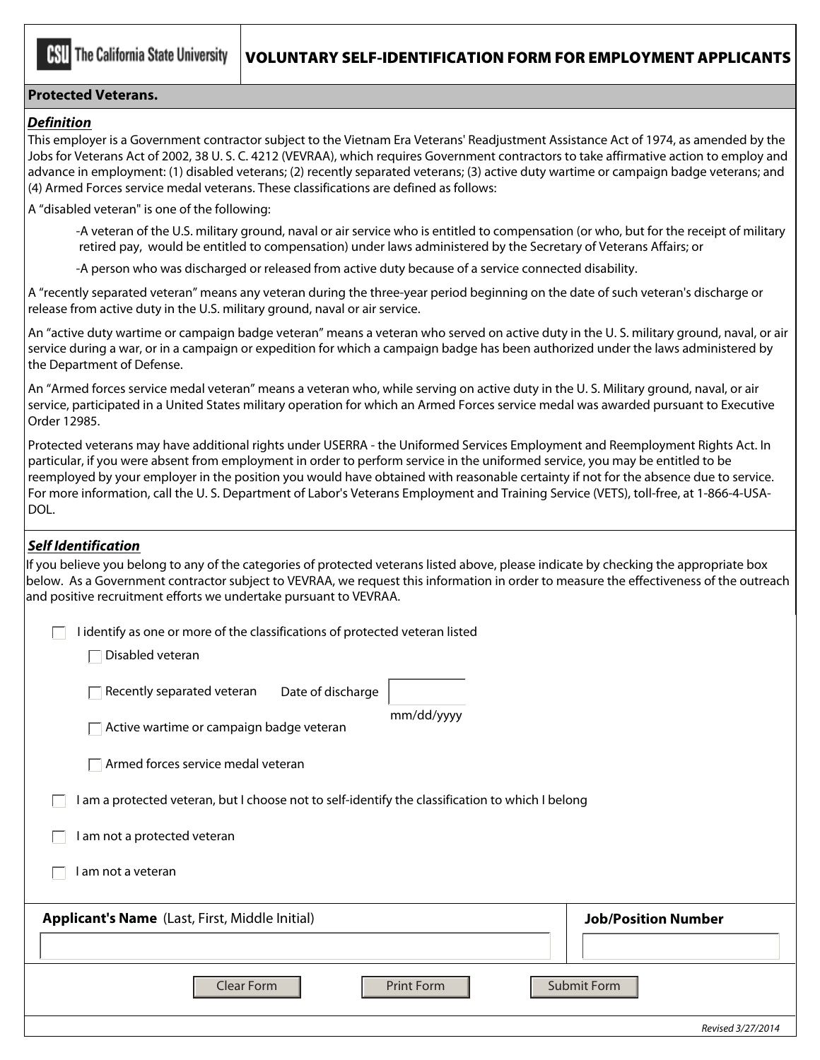The California State University

# VOLUNTARY SELF-IDENTIFICATION FORM FOR EMPLOYMENT APPLICANTS

## Protected Veterans.

***Definition***

This employer is a Government contractor subject to the Vietnam Era Veterans' Readjustment Assistance Act of 1974, as amended by the Jobs for Veterans Act of 2002, 38 U. S. C. 4212 (VEVRAA), which requires Government contractors to take affirmative action to employ and advance in employment: (1) disabled veterans; (2) recently separated veterans; (3) active duty wartime or campaign badge veterans; and (4) Armed Forces service medal veterans. These classifications are defined as follows:

A "disabled veteran" is one of the following:

-A veteran of the U.S. military ground, naval or air service who is entitled to compensation (or who, but for the receipt of military retired pay, would be entitled to compensation) under laws administered by the Secretary of Veterans Affairs; or

-A person who was discharged or released from active duty because of a service connected disability.

A "recently separated veteran" means any veteran during the three-year period beginning on the date of such veteran's discharge or release from active duty in the U.S. military ground, naval or air service.

An "active duty wartime or campaign badge veteran" means a veteran who served on active duty in the U. S. military ground, naval, or air service during a war, or in a campaign or expedition for which a campaign badge has been authorized under the laws administered by the Department of Defense.

An "Armed forces service medal veteran" means a veteran who, while serving on active duty in the U. S. Military ground, naval, or air service, participated in a United States military operation for which an Armed Forces service medal was awarded pursuant to Executive Order 12985.

Protected veterans may have additional rights under USERRA - the Uniformed Services Employment and Reemployment Rights Act. In particular, if you were absent from employment in order to perform service in the uniformed service, you may be entitled to be reemployed by your employer in the position you would have obtained with reasonable certainty if not for the absence due to service. For more information, call the U. S. Department of Labor's Veterans Employment and Training Service (VETS), toll-free, at 1-866-4-USA-DOL.

***Self Identification***

If you believe you belong to any of the categories of protected veterans listed above, please indicate by checking the appropriate box below. As a Government contractor subject to VEVRAA, we request this information in order to measure the effectiveness of the outreach and positive recruitment efforts we undertake pursuant to VEVRAA.

- ☐ I identify as one or more of the classifications of protected veteran listed
  - ☐ Disabled veteran
  - ☐ Recently separated veteran Date of discharge ________ mm/dd/yyyy
  - ☐ Active wartime or campaign badge veteran
  - ☐ Armed forces service medal veteran
- ☐ I am a protected veteran, but I choose not to self-identify the classification to which I belong
- ☐ I am not a protected veteran
- ☐ I am not a veteran

| **Applicant's Name** (Last, First, Middle Initial) | **Job/Position Number** |
|---|---|
| | |

Clear Form Print Form Submit Form

*Revised 3/27/2014*